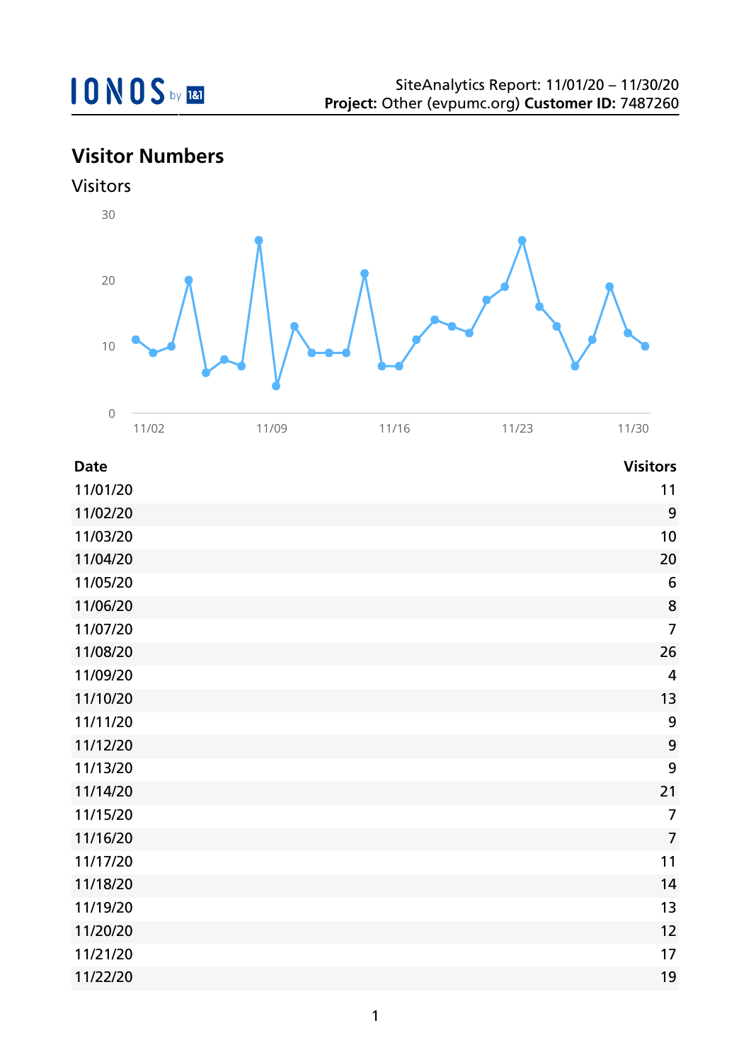IONOS by 1&1

SiteAnalytics Report: 11/01/20 – 11/30/20
**Project:** Other (evpumc.org) **Customer ID:** 7487260

# Visitor Numbers

## Visitors

| Date | Visitors |
|---|---|
| 11/01/20 | 11 |
| 11/02/20 | 9 |
| 11/03/20 | 10 |
| 11/04/20 | 20 |
| 11/05/20 | 6 |
| 11/06/20 | 8 |
| 11/07/20 | 7 |
| 11/08/20 | 26 |
| 11/09/20 | 4 |
| 11/10/20 | 13 |
| 11/11/20 | 9 |
| 11/12/20 | 9 |
| 11/13/20 | 9 |
| 11/14/20 | 21 |
| 11/15/20 | 7 |
| 11/16/20 | 7 |
| 11/17/20 | 11 |
| 11/18/20 | 14 |
| 11/19/20 | 13 |
| 11/20/20 | 12 |
| 11/21/20 | 17 |
| 11/22/20 | 19 |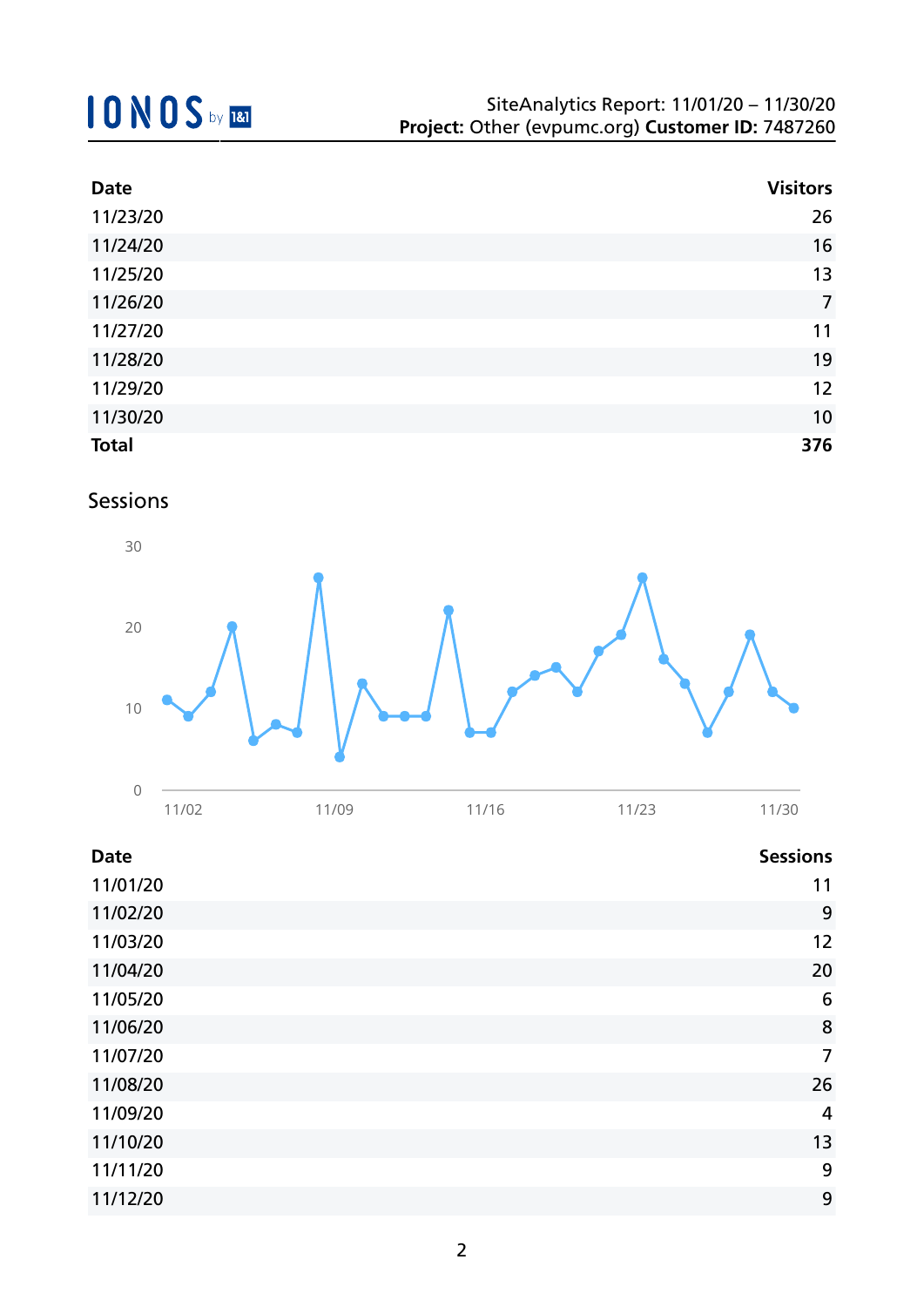SiteAnalytics Report: 11/01/20 – 11/30/20
**Project:** Other (evpumc.org) **Customer ID:** 7487260

| Date | Visitors |
|---|---|
| 11/23/20 | 26 |
| 11/24/20 | 16 |
| 11/25/20 | 13 |
| 11/26/20 | 7 |
| 11/27/20 | 11 |
| 11/28/20 | 19 |
| 11/29/20 | 12 |
| 11/30/20 | 10 |
| **Total** | **376** |

## Sessions

| Date | Sessions |
|---|---|
| 11/01/20 | 11 |
| 11/02/20 | 9 |
| 11/03/20 | 12 |
| 11/04/20 | 20 |
| 11/05/20 | 6 |
| 11/06/20 | 8 |
| 11/07/20 | 7 |
| 11/08/20 | 26 |
| 11/09/20 | 4 |
| 11/10/20 | 13 |
| 11/11/20 | 9 |
| 11/12/20 | 9 |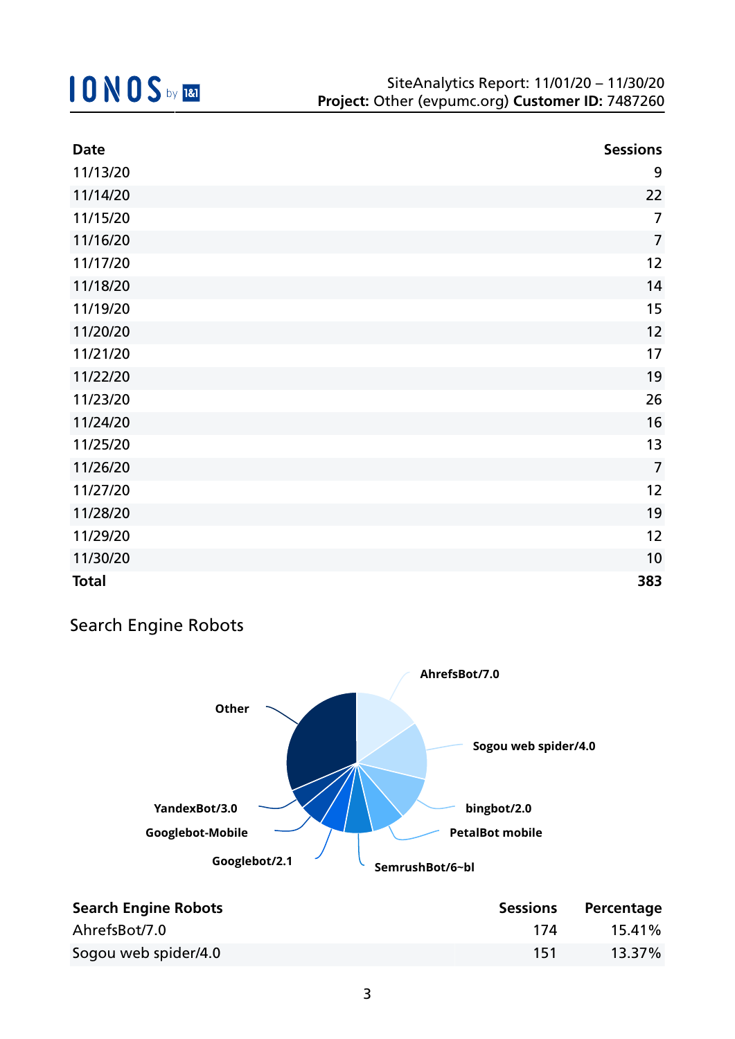| Date | Sessions |
| --- | --- |
| 11/13/20 | 9 |
| 11/14/20 | 22 |
| 11/15/20 | 7 |
| 11/16/20 | 7 |
| 11/17/20 | 12 |
| 11/18/20 | 14 |
| 11/19/20 | 15 |
| 11/20/20 | 12 |
| 11/21/20 | 17 |
| 11/22/20 | 19 |
| 11/23/20 | 26 |
| 11/24/20 | 16 |
| 11/25/20 | 13 |
| 11/26/20 | 7 |
| 11/27/20 | 12 |
| 11/28/20 | 19 |
| 11/29/20 | 12 |
| 11/30/20 | 10 |
| **Total** | **383** |

## Search Engine Robots

| Search Engine Robots | Sessions | Percentage |
| --- | --- | --- |
| AhrefsBot/7.0 | 174 | 15.41% |
| Sogou web spider/4.0 | 151 | 13.37% |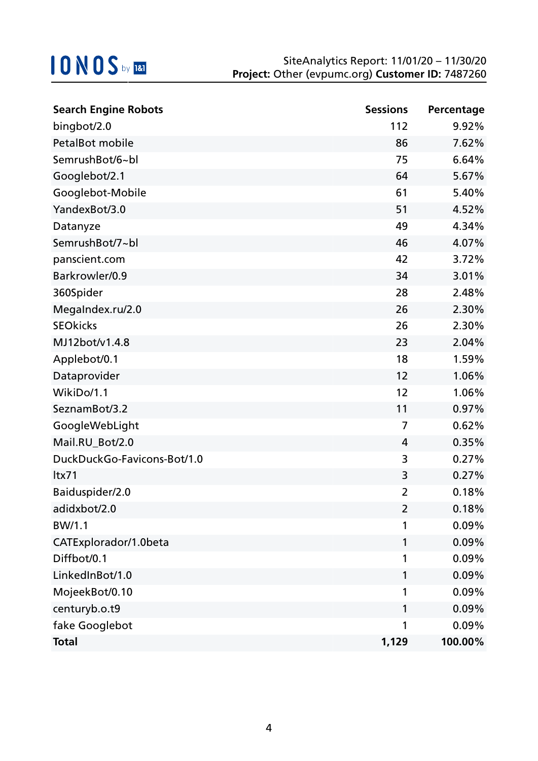| Search Engine Robots | Sessions | Percentage |
|---|---|---|
| bingbot/2.0 | 112 | 9.92% |
| PetalBot mobile | 86 | 7.62% |
| SemrushBot/6~bl | 75 | 6.64% |
| Googlebot/2.1 | 64 | 5.67% |
| Googlebot-Mobile | 61 | 5.40% |
| YandexBot/3.0 | 51 | 4.52% |
| Datanyze | 49 | 4.34% |
| SemrushBot/7~bl | 46 | 4.07% |
| panscient.com | 42 | 3.72% |
| Barkrowler/0.9 | 34 | 3.01% |
| 360Spider | 28 | 2.48% |
| MegaIndex.ru/2.0 | 26 | 2.30% |
| SEOkicks | 26 | 2.30% |
| MJ12bot/v1.4.8 | 23 | 2.04% |
| Applebot/0.1 | 18 | 1.59% |
| Dataprovider | 12 | 1.06% |
| WikiDo/1.1 | 12 | 1.06% |
| SeznamBot/3.2 | 11 | 0.97% |
| GoogleWebLight | 7 | 0.62% |
| Mail.RU_Bot/2.0 | 4 | 0.35% |
| DuckDuckGo-Favicons-Bot/1.0 | 3 | 0.27% |
| ltx71 | 3 | 0.27% |
| Baiduspider/2.0 | 2 | 0.18% |
| adidxbot/2.0 | 2 | 0.18% |
| BW/1.1 | 1 | 0.09% |
| CATExplorador/1.0beta | 1 | 0.09% |
| Diffbot/0.1 | 1 | 0.09% |
| LinkedInBot/1.0 | 1 | 0.09% |
| MojeekBot/0.10 | 1 | 0.09% |
| centuryb.o.t9 | 1 | 0.09% |
| fake Googlebot | 1 | 0.09% |
| **Total** | **1,129** | **100.00%** |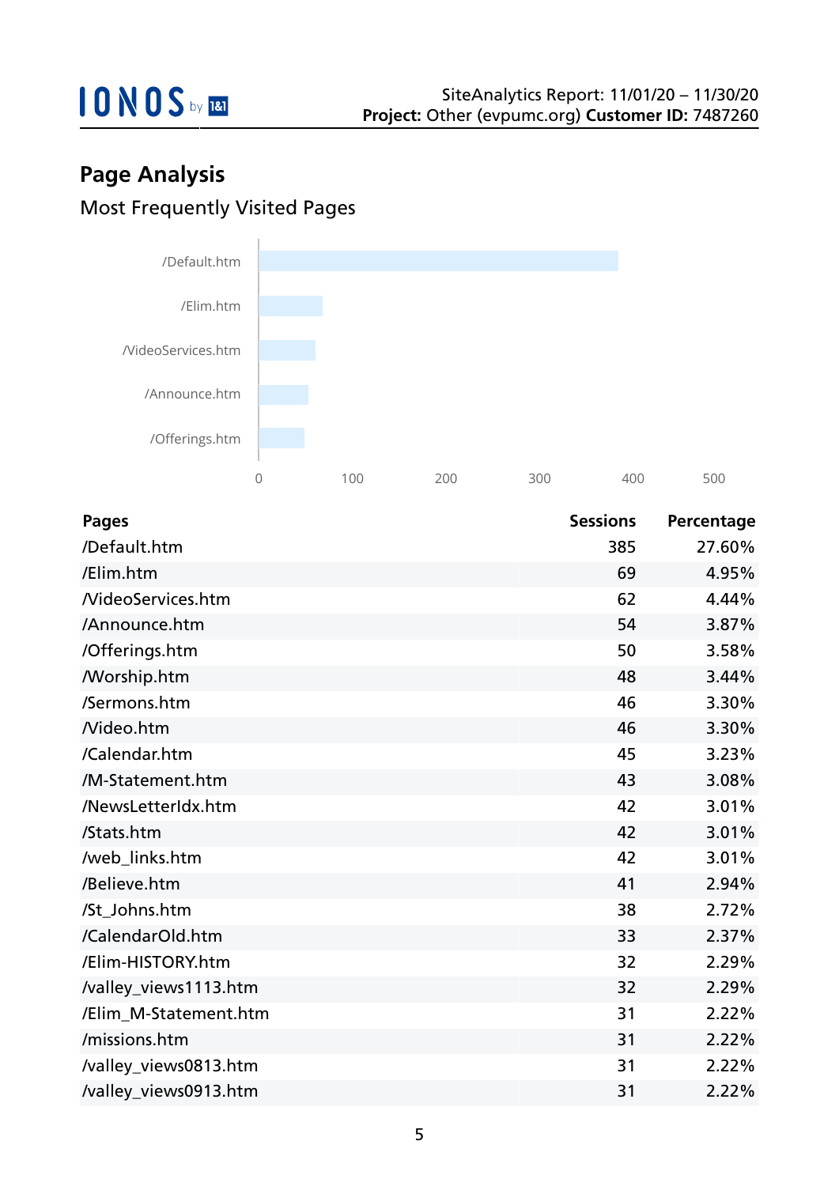## Page Analysis

### Most Frequently Visited Pages

| Pages | Sessions | Percentage |
|---|---|---|
| /Default.htm | 385 | 27.60% |
| /Elim.htm | 69 | 4.95% |
| /VideoServices.htm | 62 | 4.44% |
| /Announce.htm | 54 | 3.87% |
| /Offerings.htm | 50 | 3.58% |
| /Worship.htm | 48 | 3.44% |
| /Sermons.htm | 46 | 3.30% |
| /Video.htm | 46 | 3.30% |
| /Calendar.htm | 45 | 3.23% |
| /M-Statement.htm | 43 | 3.08% |
| /NewsLetterIdx.htm | 42 | 3.01% |
| /Stats.htm | 42 | 3.01% |
| /web_links.htm | 42 | 3.01% |
| /Believe.htm | 41 | 2.94% |
| /St_Johns.htm | 38 | 2.72% |
| /CalendarOld.htm | 33 | 2.37% |
| /Elim-HISTORY.htm | 32 | 2.29% |
| /valley_views1113.htm | 32 | 2.29% |
| /Elim_M-Statement.htm | 31 | 2.22% |
| /missions.htm | 31 | 2.22% |
| /valley_views0813.htm | 31 | 2.22% |
| /valley_views0913.htm | 31 | 2.22% |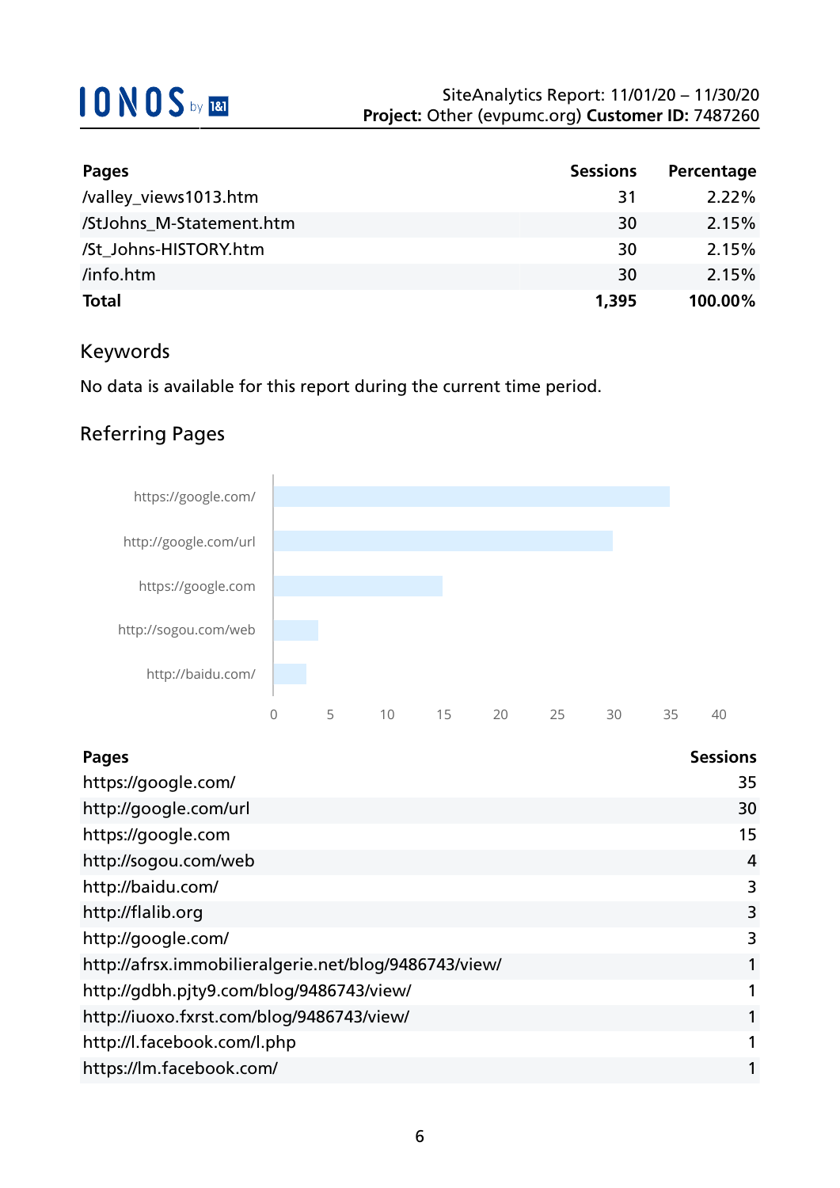| Pages | Sessions | Percentage |
|---|---|---|
| /valley_views1013.htm | 31 | 2.22% |
| /StJohns_M-Statement.htm | 30 | 2.15% |
| /St_Johns-HISTORY.htm | 30 | 2.15% |
| /info.htm | 30 | 2.15% |
| **Total** | **1,395** | **100.00%** |

## Keywords

No data is available for this report during the current time period.

## Referring Pages

| Pages | Sessions |
|---|---|
| https://google.com/ | 35 |
| http://google.com/url | 30 |
| https://google.com | 15 |
| http://sogou.com/web | 4 |
| http://baidu.com/ | 3 |
| http://flalib.org | 3 |
| http://google.com/ | 3 |
| http://afrsx.immobilieralgerie.net/blog/9486743/view/ | 1 |
| http://gdbh.pjty9.com/blog/9486743/view/ | 1 |
| http://iuoxo.fxrst.com/blog/9486743/view/ | 1 |
| http://l.facebook.com/l.php | 1 |
| https://lm.facebook.com/ | 1 |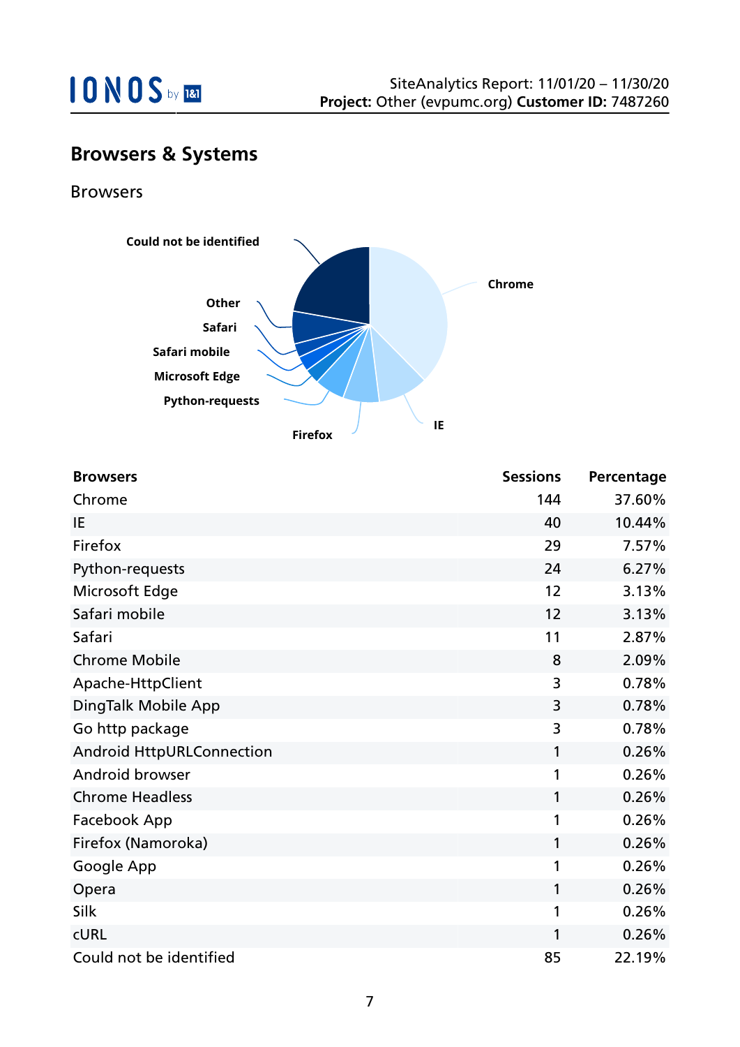## Browsers & Systems

### Browsers

| Browsers | Sessions | Percentage |
|---|---|---|
| Chrome | 144 | 37.60% |
| IE | 40 | 10.44% |
| Firefox | 29 | 7.57% |
| Python-requests | 24 | 6.27% |
| Microsoft Edge | 12 | 3.13% |
| Safari mobile | 12 | 3.13% |
| Safari | 11 | 2.87% |
| Chrome Mobile | 8 | 2.09% |
| Apache-HttpClient | 3 | 0.78% |
| DingTalk Mobile App | 3 | 0.78% |
| Go http package | 3 | 0.78% |
| Android HttpURLConnection | 1 | 0.26% |
| Android browser | 1 | 0.26% |
| Chrome Headless | 1 | 0.26% |
| Facebook App | 1 | 0.26% |
| Firefox (Namoroka) | 1 | 0.26% |
| Google App | 1 | 0.26% |
| Opera | 1 | 0.26% |
| Silk | 1 | 0.26% |
| cURL | 1 | 0.26% |
| Could not be identified | 85 | 22.19% |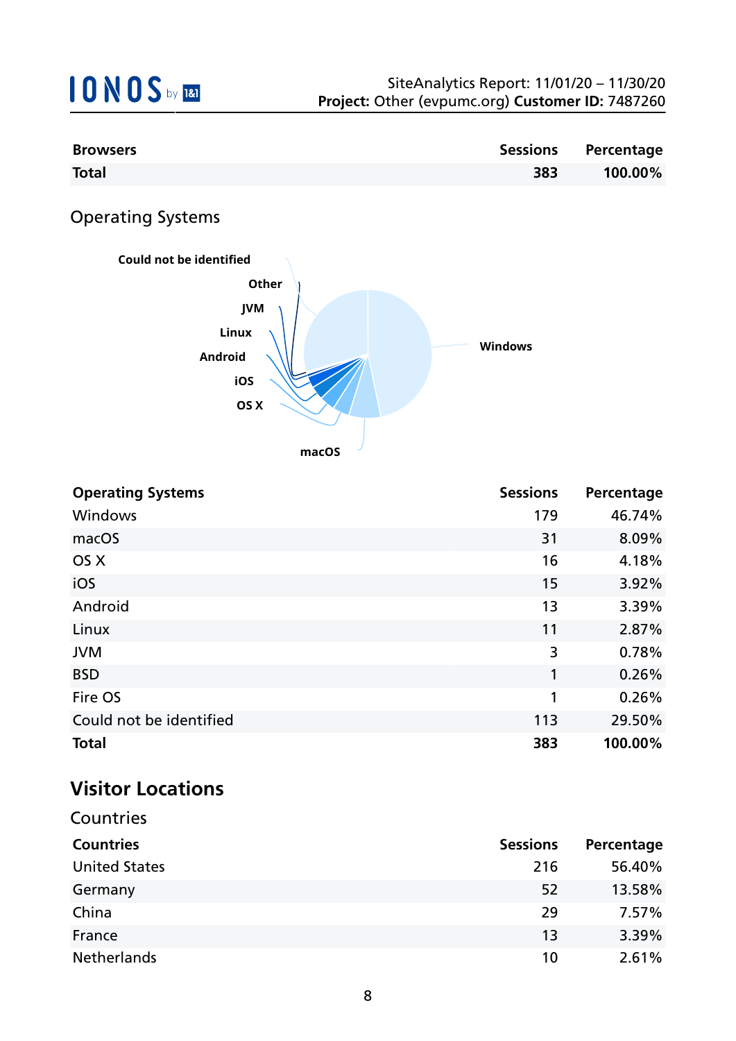| Browsers | Sessions | Percentage |
|---|---|---|
| **Total** | **383** | **100.00%** |

### Operating Systems

| Operating Systems | Sessions | Percentage |
|---|---|---|
| Windows | 179 | 46.74% |
| macOS | 31 | 8.09% |
| OS X | 16 | 4.18% |
| iOS | 15 | 3.92% |
| Android | 13 | 3.39% |
| Linux | 11 | 2.87% |
| JVM | 3 | 0.78% |
| BSD | 1 | 0.26% |
| Fire OS | 1 | 0.26% |
| Could not be identified | 113 | 29.50% |
| **Total** | **383** | **100.00%** |

## Visitor Locations

### Countries

| Countries | Sessions | Percentage |
|---|---|---|
| United States | 216 | 56.40% |
| Germany | 52 | 13.58% |
| China | 29 | 7.57% |
| France | 13 | 3.39% |
| Netherlands | 10 | 2.61% |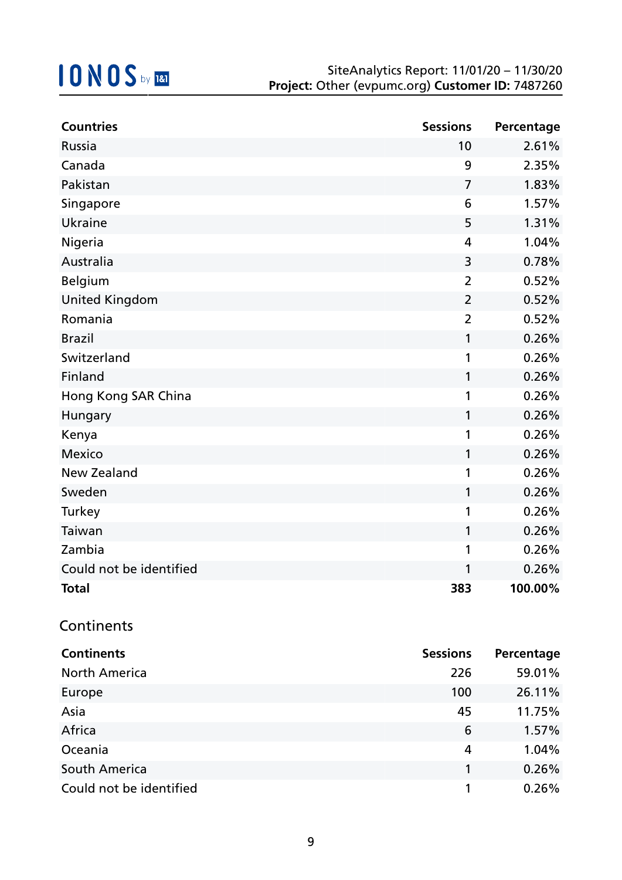| Countries | Sessions | Percentage |
|---|---|---|
| Russia | 10 | 2.61% |
| Canada | 9 | 2.35% |
| Pakistan | 7 | 1.83% |
| Singapore | 6 | 1.57% |
| Ukraine | 5 | 1.31% |
| Nigeria | 4 | 1.04% |
| Australia | 3 | 0.78% |
| Belgium | 2 | 0.52% |
| United Kingdom | 2 | 0.52% |
| Romania | 2 | 0.52% |
| Brazil | 1 | 0.26% |
| Switzerland | 1 | 0.26% |
| Finland | 1 | 0.26% |
| Hong Kong SAR China | 1 | 0.26% |
| Hungary | 1 | 0.26% |
| Kenya | 1 | 0.26% |
| Mexico | 1 | 0.26% |
| New Zealand | 1 | 0.26% |
| Sweden | 1 | 0.26% |
| Turkey | 1 | 0.26% |
| Taiwan | 1 | 0.26% |
| Zambia | 1 | 0.26% |
| Could not be identified | 1 | 0.26% |
| **Total** | **383** | **100.00%** |

## Continents

| Continents | Sessions | Percentage |
|---|---|---|
| North America | 226 | 59.01% |
| Europe | 100 | 26.11% |
| Asia | 45 | 11.75% |
| Africa | 6 | 1.57% |
| Oceania | 4 | 1.04% |
| South America | 1 | 0.26% |
| Could not be identified | 1 | 0.26% |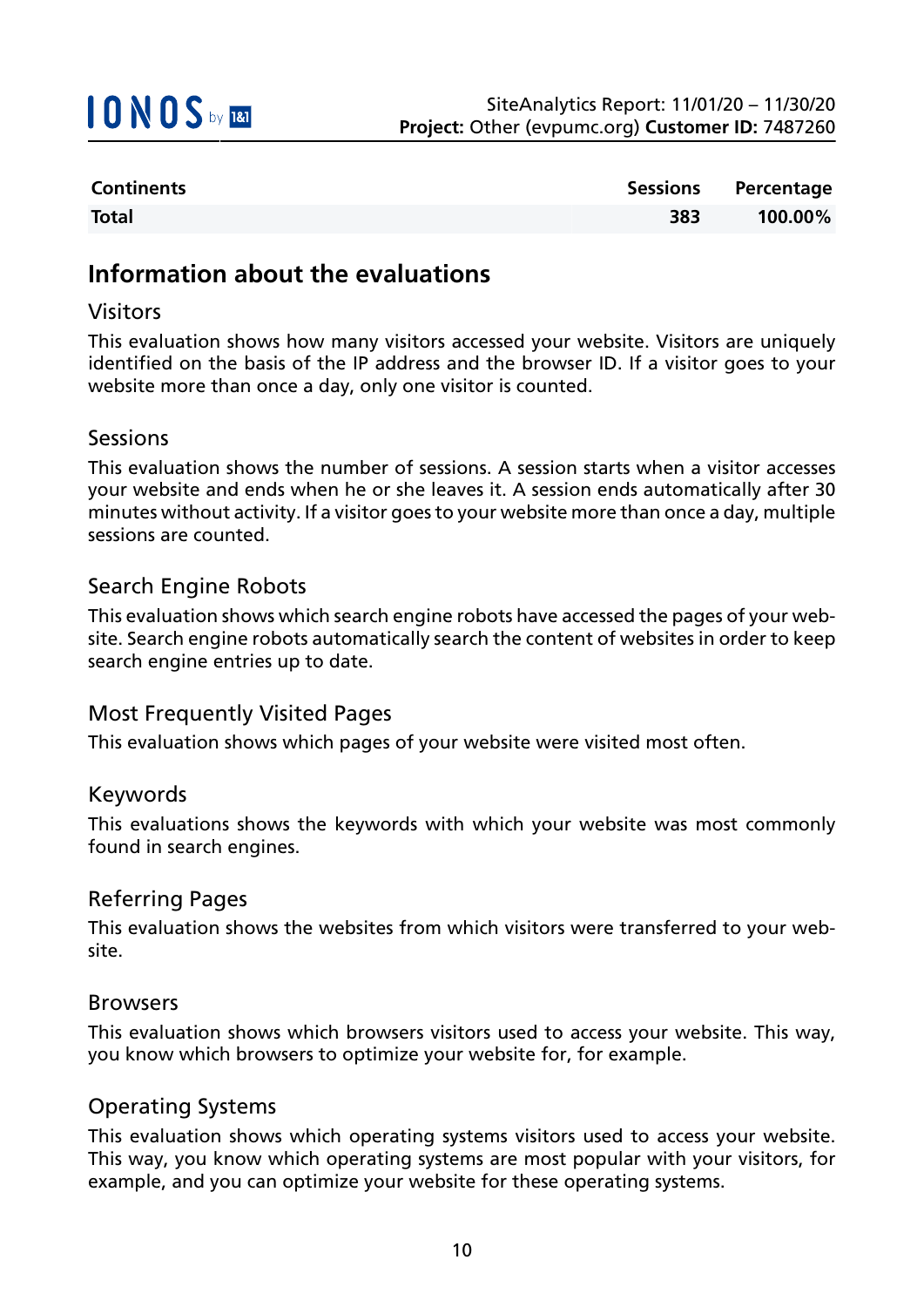| Continents | Sessions | Percentage |
|---|---|---|
| **Total** | **383** | **100.00%** |

## Information about the evaluations

### Visitors

This evaluation shows how many visitors accessed your website. Visitors are uniquely identified on the basis of the IP address and the browser ID. If a visitor goes to your website more than once a day, only one visitor is counted.

### Sessions

This evaluation shows the number of sessions. A session starts when a visitor accesses your website and ends when he or she leaves it. A session ends automatically after 30 minutes without activity. If a visitor goes to your website more than once a day, multiple sessions are counted.

### Search Engine Robots

This evaluation shows which search engine robots have accessed the pages of your website. Search engine robots automatically search the content of websites in order to keep search engine entries up to date.

### Most Frequently Visited Pages

This evaluation shows which pages of your website were visited most often.

### Keywords

This evaluations shows the keywords with which your website was most commonly found in search engines.

### Referring Pages

This evaluation shows the websites from which visitors were transferred to your website.

### Browsers

This evaluation shows which browsers visitors used to access your website. This way, you know which browsers to optimize your website for, for example.

### Operating Systems

This evaluation shows which operating systems visitors used to access your website. This way, you know which operating systems are most popular with your visitors, for example, and you can optimize your website for these operating systems.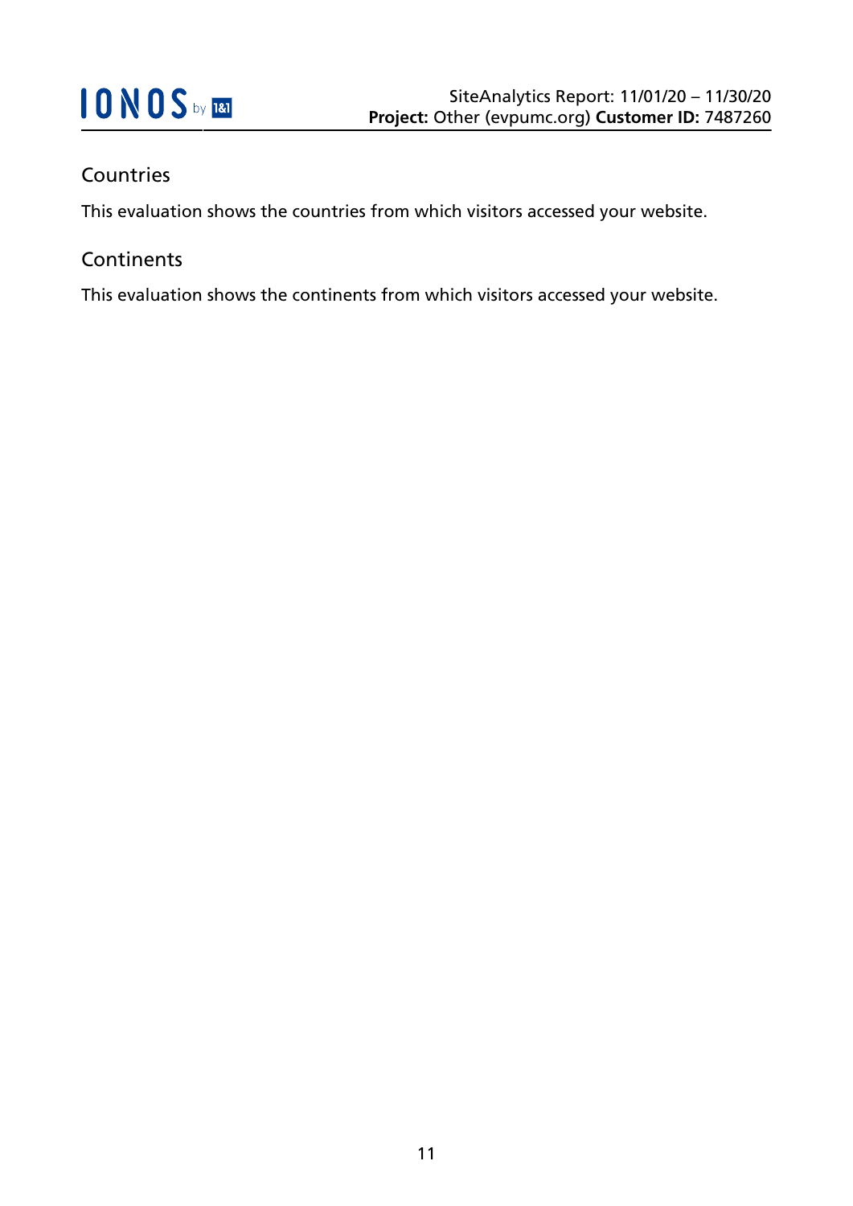## Countries

This evaluation shows the countries from which visitors accessed your website.

## Continents

This evaluation shows the continents from which visitors accessed your website.